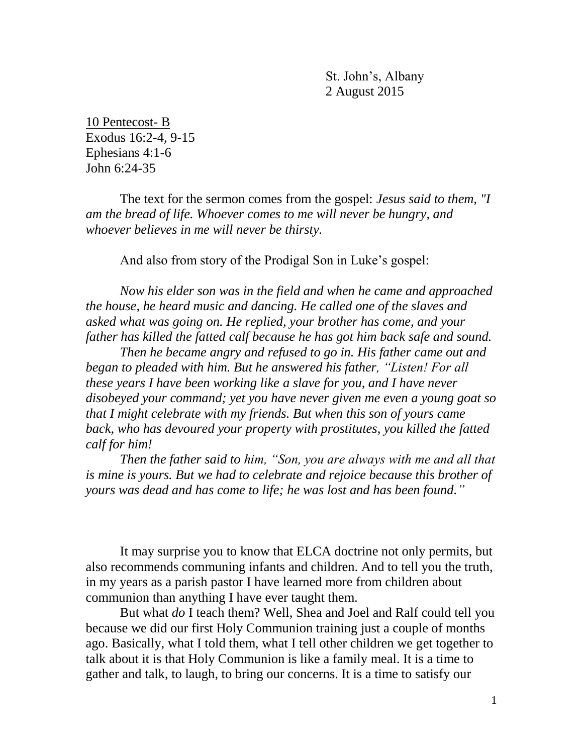St. John's, Albany
2 August 2015

10 Pentecost- B
Exodus 16:2-4, 9-15
Ephesians 4:1-6
John 6:24-35

The text for the sermon comes from the gospel: *Jesus said to them, "I am the bread of life. Whoever comes to me will never be hungry, and whoever believes in me will never be thirsty.*

And also from story of the Prodigal Son in Luke's gospel:

*Now his elder son was in the field and when he came and approached the house, he heard music and dancing. He called one of the slaves and asked what was going on. He replied, your brother has come, and your father has killed the fatted calf because he has got him back safe and sound.*

*Then he became angry and refused to go in. His father came out and began to pleaded with him. But he answered his father, "Listen! For all these years I have been working like a slave for you, and I have never disobeyed your command; yet you have never given me even a young goat so that I might celebrate with my friends. But when this son of yours came back, who has devoured your property with prostitutes, you killed the fatted calf for him!*

*Then the father said to him, "Son, you are always with me and all that is mine is yours. But we had to celebrate and rejoice because this brother of yours was dead and has come to life; he was lost and has been found."*

It may surprise you to know that ELCA doctrine not only permits, but also recommends communing infants and children. And to tell you the truth, in my years as a parish pastor I have learned more from children about communion than anything I have ever taught them.

But what *do* I teach them? Well, Shea and Joel and Ralf could tell you because we did our first Holy Communion training just a couple of months ago. Basically, what I told them, what I tell other children we get together to talk about it is that Holy Communion is like a family meal. It is a time to gather and talk, to laugh, to bring our concerns. It is a time to satisfy our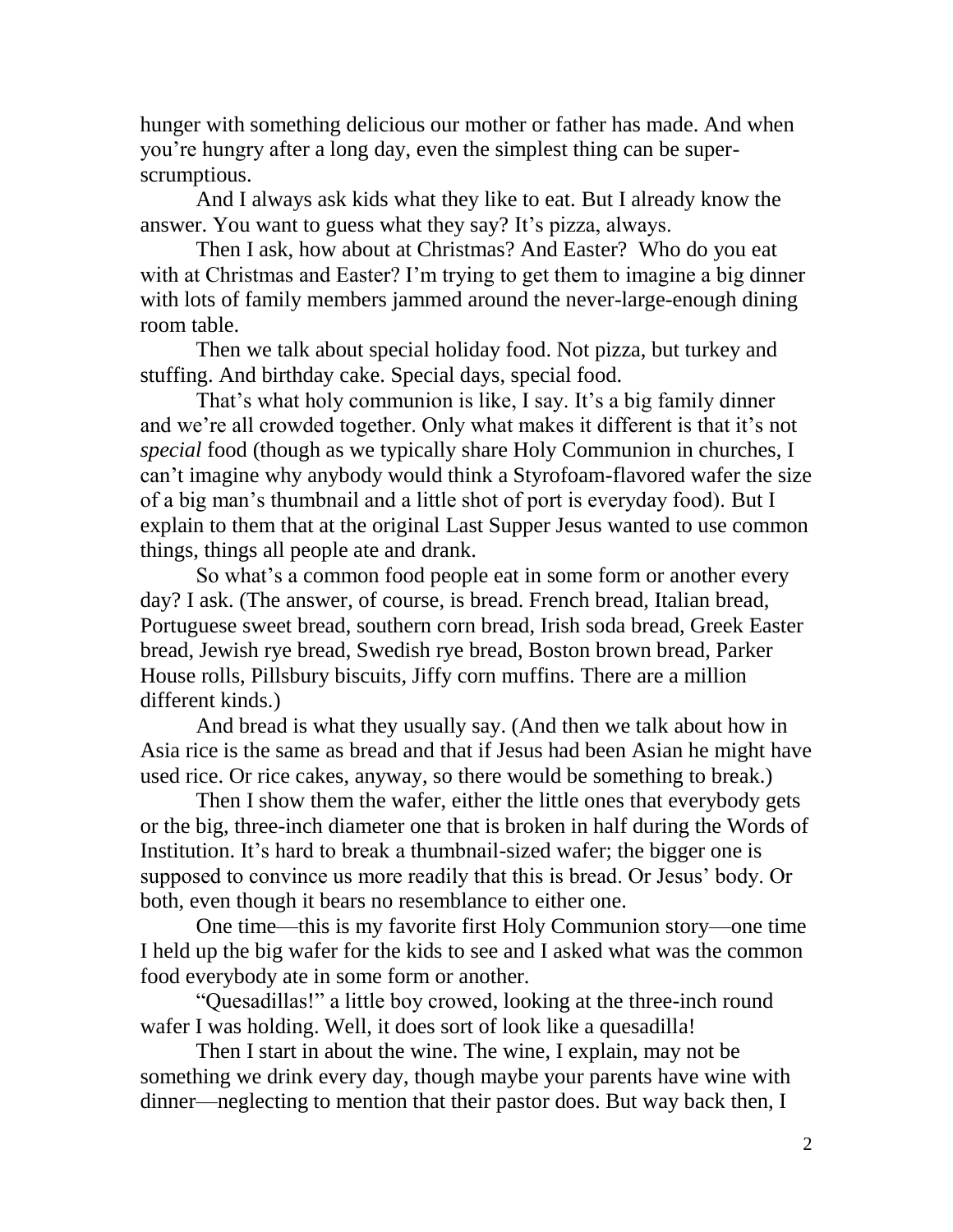hunger with something delicious our mother or father has made. And when you're hungry after a long day, even the simplest thing can be super-scrumptious.

And I always ask kids what they like to eat. But I already know the answer. You want to guess what they say? It's pizza, always.

Then I ask, how about at Christmas? And Easter? Who do you eat with at Christmas and Easter? I'm trying to get them to imagine a big dinner with lots of family members jammed around the never-large-enough dining room table.

Then we talk about special holiday food. Not pizza, but turkey and stuffing. And birthday cake. Special days, special food.

That's what holy communion is like, I say. It's a big family dinner and we're all crowded together. Only what makes it different is that it's not *special* food (though as we typically share Holy Communion in churches, I can't imagine why anybody would think a Styrofoam-flavored wafer the size of a big man's thumbnail and a little shot of port is everyday food). But I explain to them that at the original Last Supper Jesus wanted to use common things, things all people ate and drank.

So what's a common food people eat in some form or another every day? I ask. (The answer, of course, is bread. French bread, Italian bread, Portuguese sweet bread, southern corn bread, Irish soda bread, Greek Easter bread, Jewish rye bread, Swedish rye bread, Boston brown bread, Parker House rolls, Pillsbury biscuits, Jiffy corn muffins. There are a million different kinds.)

And bread is what they usually say. (And then we talk about how in Asia rice is the same as bread and that if Jesus had been Asian he might have used rice. Or rice cakes, anyway, so there would be something to break.)

Then I show them the wafer, either the little ones that everybody gets or the big, three-inch diameter one that is broken in half during the Words of Institution. It's hard to break a thumbnail-sized wafer; the bigger one is supposed to convince us more readily that this is bread. Or Jesus' body. Or both, even though it bears no resemblance to either one.

One time—this is my favorite first Holy Communion story—one time I held up the big wafer for the kids to see and I asked what was the common food everybody ate in some form or another.

"Quesadillas!" a little boy crowed, looking at the three-inch round wafer I was holding. Well, it does sort of look like a quesadilla!

Then I start in about the wine. The wine, I explain, may not be something we drink every day, though maybe your parents have wine with dinner—neglecting to mention that their pastor does. But way back then, I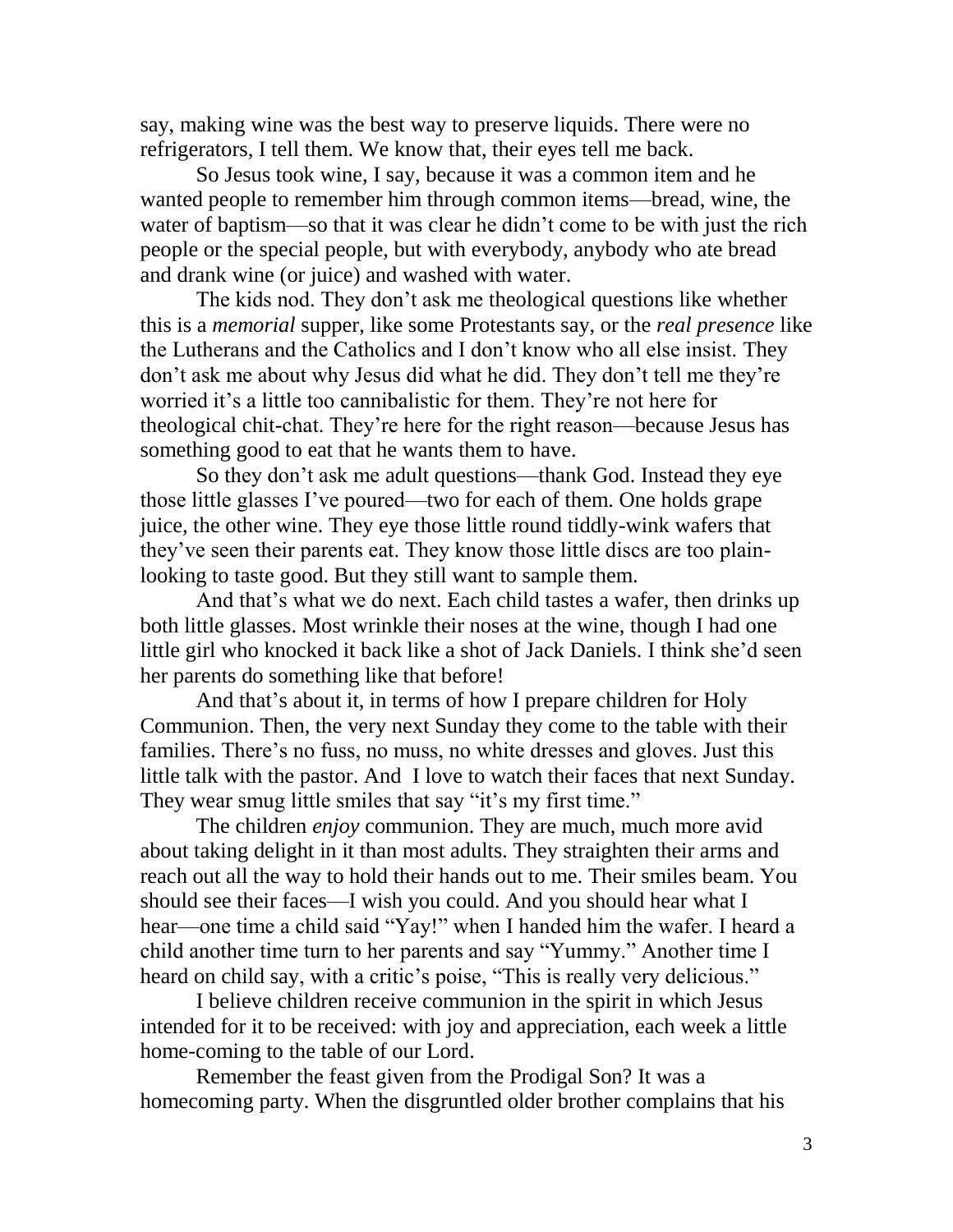say, making wine was the best way to preserve liquids. There were no refrigerators, I tell them. We know that, their eyes tell me back.

So Jesus took wine, I say, because it was a common item and he wanted people to remember him through common items—bread, wine, the water of baptism—so that it was clear he didn't come to be with just the rich people or the special people, but with everybody, anybody who ate bread and drank wine (or juice) and washed with water.

The kids nod. They don't ask me theological questions like whether this is a *memorial* supper, like some Protestants say, or the *real presence* like the Lutherans and the Catholics and I don't know who all else insist. They don't ask me about why Jesus did what he did. They don't tell me they're worried it's a little too cannibalistic for them. They're not here for theological chit-chat. They're here for the right reason—because Jesus has something good to eat that he wants them to have.

So they don't ask me adult questions—thank God. Instead they eye those little glasses I've poured—two for each of them. One holds grape juice, the other wine. They eye those little round tiddly-wink wafers that they've seen their parents eat. They know those little discs are too plain-looking to taste good. But they still want to sample them.

And that's what we do next. Each child tastes a wafer, then drinks up both little glasses. Most wrinkle their noses at the wine, though I had one little girl who knocked it back like a shot of Jack Daniels. I think she'd seen her parents do something like that before!

And that's about it, in terms of how I prepare children for Holy Communion. Then, the very next Sunday they come to the table with their families. There's no fuss, no muss, no white dresses and gloves. Just this little talk with the pastor. And I love to watch their faces that next Sunday. They wear smug little smiles that say "it's my first time."

The children *enjoy* communion. They are much, much more avid about taking delight in it than most adults. They straighten their arms and reach out all the way to hold their hands out to me. Their smiles beam. You should see their faces—I wish you could. And you should hear what I hear—one time a child said "Yay!" when I handed him the wafer. I heard a child another time turn to her parents and say "Yummy." Another time I heard on child say, with a critic's poise, "This is really very delicious."

I believe children receive communion in the spirit in which Jesus intended for it to be received: with joy and appreciation, each week a little home-coming to the table of our Lord.

Remember the feast given from the Prodigal Son? It was a homecoming party. When the disgruntled older brother complains that his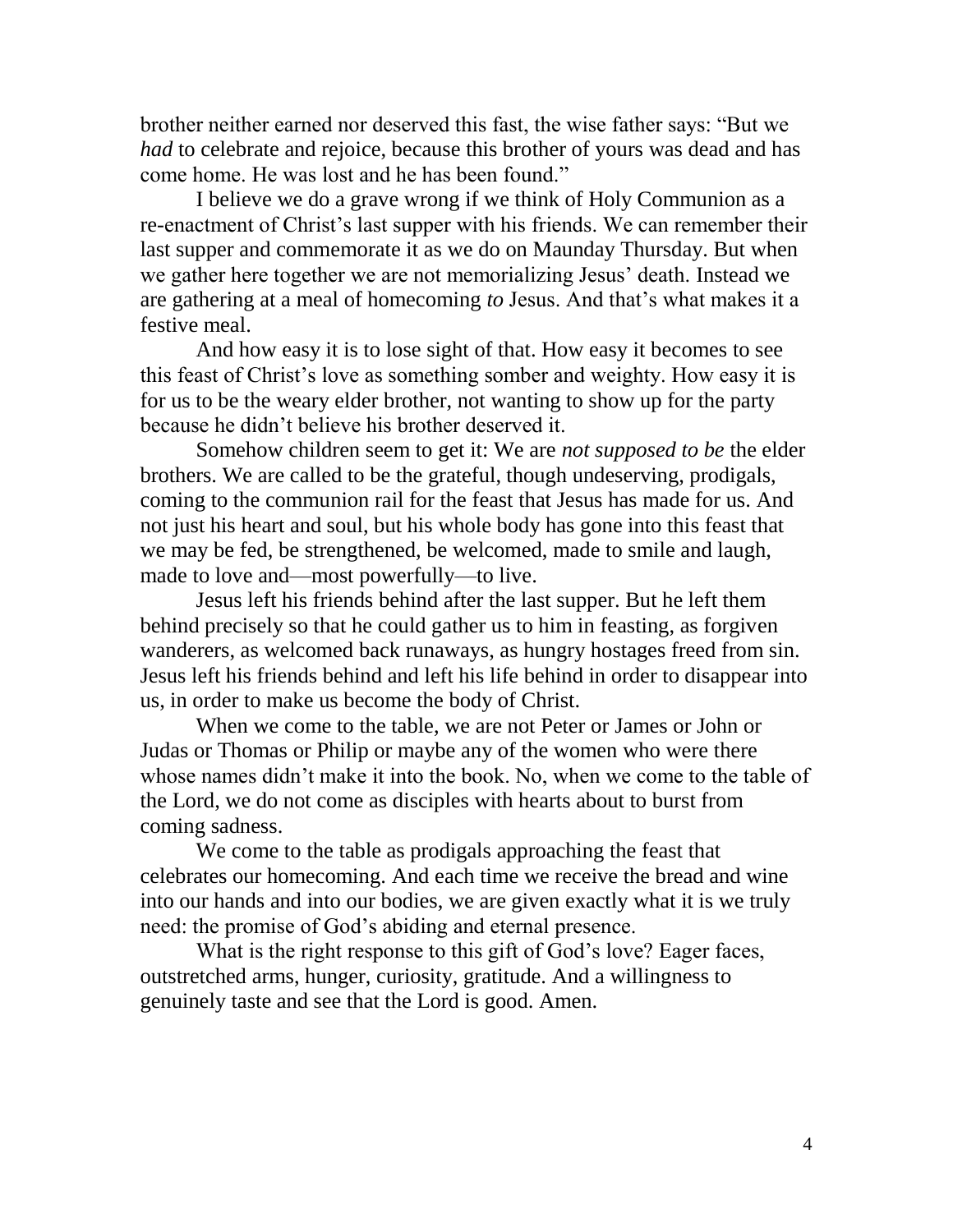brother neither earned nor deserved this fast, the wise father says: "But we *had* to celebrate and rejoice, because this brother of yours was dead and has come home. He was lost and he has been found."

I believe we do a grave wrong if we think of Holy Communion as a re-enactment of Christ's last supper with his friends. We can remember their last supper and commemorate it as we do on Maunday Thursday. But when we gather here together we are not memorializing Jesus' death. Instead we are gathering at a meal of homecoming *to* Jesus. And that's what makes it a festive meal.

And how easy it is to lose sight of that. How easy it becomes to see this feast of Christ's love as something somber and weighty. How easy it is for us to be the weary elder brother, not wanting to show up for the party because he didn't believe his brother deserved it.

Somehow children seem to get it: We are *not supposed to be* the elder brothers. We are called to be the grateful, though undeserving, prodigals, coming to the communion rail for the feast that Jesus has made for us. And not just his heart and soul, but his whole body has gone into this feast that we may be fed, be strengthened, be welcomed, made to smile and laugh, made to love and—most powerfully—to live.

Jesus left his friends behind after the last supper. But he left them behind precisely so that he could gather us to him in feasting, as forgiven wanderers, as welcomed back runaways, as hungry hostages freed from sin. Jesus left his friends behind and left his life behind in order to disappear into us, in order to make us become the body of Christ.

When we come to the table, we are not Peter or James or John or Judas or Thomas or Philip or maybe any of the women who were there whose names didn't make it into the book. No, when we come to the table of the Lord, we do not come as disciples with hearts about to burst from coming sadness.

We come to the table as prodigals approaching the feast that celebrates our homecoming. And each time we receive the bread and wine into our hands and into our bodies, we are given exactly what it is we truly need: the promise of God's abiding and eternal presence.

What is the right response to this gift of God's love? Eager faces, outstretched arms, hunger, curiosity, gratitude. And a willingness to genuinely taste and see that the Lord is good. Amen.